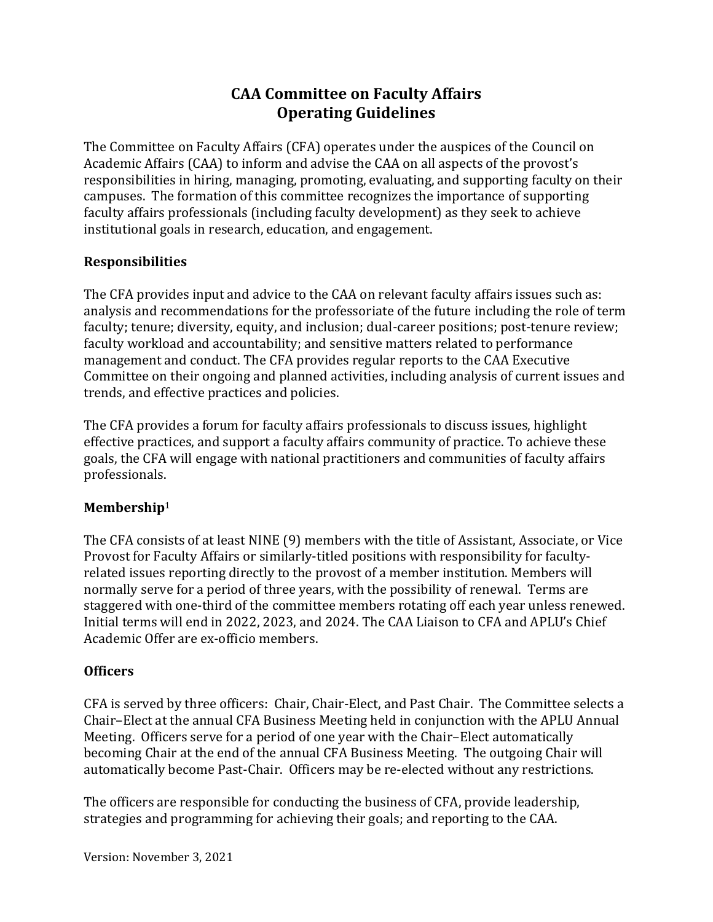# CAA Committee on Faculty Affairs
# Operating Guidelines

The Committee on Faculty Affairs (CFA) operates under the auspices of the Council on Academic Affairs (CAA) to inform and advise the CAA on all aspects of the provost's responsibilities in hiring, managing, promoting, evaluating, and supporting faculty on their campuses. The formation of this committee recognizes the importance of supporting faculty affairs professionals (including faculty development) as they seek to achieve institutional goals in research, education, and engagement.

## Responsibilities

The CFA provides input and advice to the CAA on relevant faculty affairs issues such as: analysis and recommendations for the professoriate of the future including the role of term faculty; tenure; diversity, equity, and inclusion; dual-career positions; post-tenure review; faculty workload and accountability; and sensitive matters related to performance management and conduct. The CFA provides regular reports to the CAA Executive Committee on their ongoing and planned activities, including analysis of current issues and trends, and effective practices and policies.

The CFA provides a forum for faculty affairs professionals to discuss issues, highlight effective practices, and support a faculty affairs community of practice. To achieve these goals, the CFA will engage with national practitioners and communities of faculty affairs professionals.

## Membership[1]

The CFA consists of at least NINE (9) members with the title of Assistant, Associate, or Vice Provost for Faculty Affairs or similarly-titled positions with responsibility for faculty-related issues reporting directly to the provost of a member institution. Members will normally serve for a period of three years, with the possibility of renewal. Terms are staggered with one-third of the committee members rotating off each year unless renewed. Initial terms will end in 2022, 2023, and 2024. The CAA Liaison to CFA and APLU's Chief Academic Offer are ex-officio members.

## Officers

CFA is served by three officers: Chair, Chair-Elect, and Past Chair. The Committee selects a Chair–Elect at the annual CFA Business Meeting held in conjunction with the APLU Annual Meeting. Officers serve for a period of one year with the Chair–Elect automatically becoming Chair at the end of the annual CFA Business Meeting. The outgoing Chair will automatically become Past-Chair. Officers may be re-elected without any restrictions.

The officers are responsible for conducting the business of CFA, provide leadership, strategies and programming for achieving their goals; and reporting to the CAA.

Version: November 3, 2021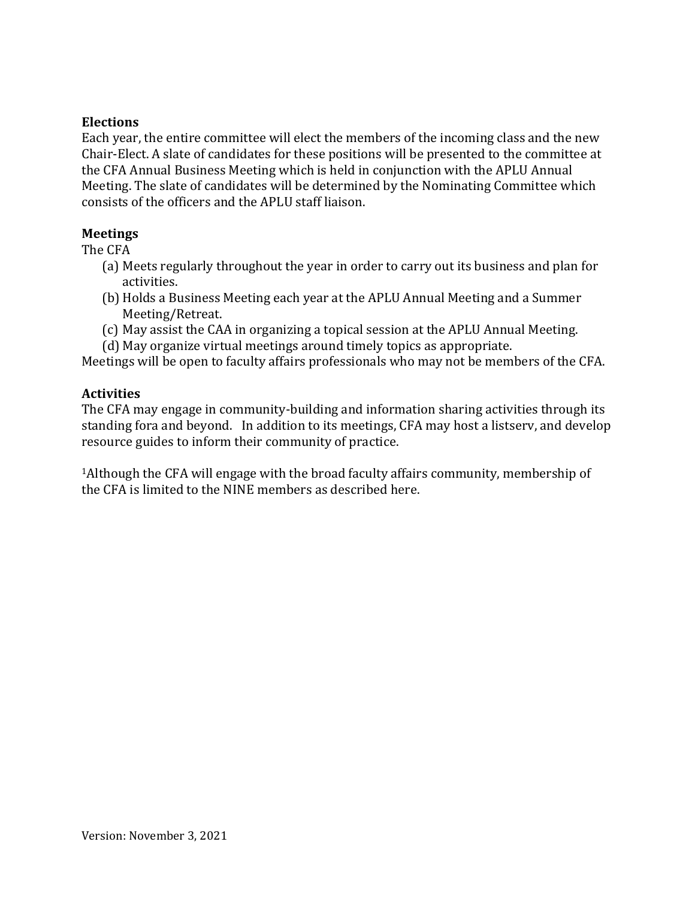**Elections**

Each year, the entire committee will elect the members of the incoming class and the new Chair-Elect. A slate of candidates for these positions will be presented to the committee at the CFA Annual Business Meeting which is held in conjunction with the APLU Annual Meeting. The slate of candidates will be determined by the Nominating Committee which consists of the officers and the APLU staff liaison.

**Meetings**

The CFA

(a) Meets regularly throughout the year in order to carry out its business and plan for activities.
(b) Holds a Business Meeting each year at the APLU Annual Meeting and a Summer Meeting/Retreat.
(c) May assist the CAA in organizing a topical session at the APLU Annual Meeting.
(d) May organize virtual meetings around timely topics as appropriate.

Meetings will be open to faculty affairs professionals who may not be members of the CFA.

**Activities**

The CFA may engage in community-building and information sharing activities through its standing fora and beyond. In addition to its meetings, CFA may host a listserv, and develop resource guides to inform their community of practice.

[1]Although the CFA will engage with the broad faculty affairs community, membership of the CFA is limited to the NINE members as described here.

Version: November 3, 2021